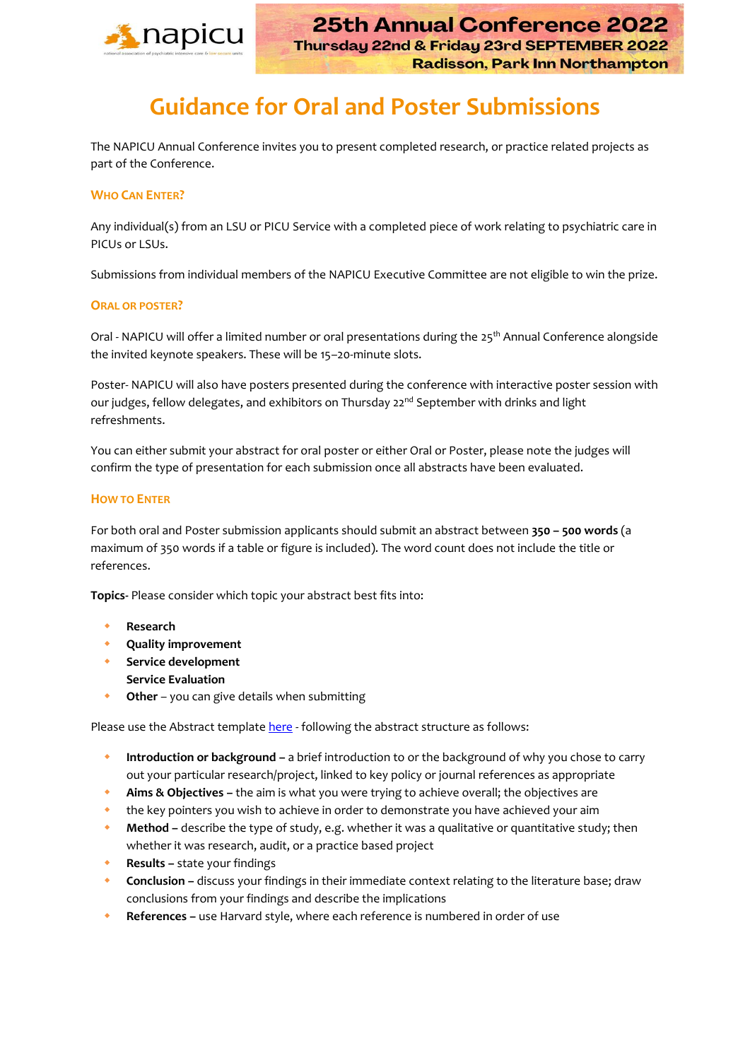napicu

national association of psychiatric intensive care & low secure units

25th Annual Conference 2022
Thursday 22nd & Friday 23rd SEPTEMBER 2022
Radisson, Park Inn Northampton

# Guidance for Oral and Poster Submissions

The NAPICU Annual Conference invites you to present completed research, or practice related projects as part of the Conference.

### Who Can Enter?

Any individual(s) from an LSU or PICU Service with a completed piece of work relating to psychiatric care in PICUs or LSUs.

Submissions from individual members of the NAPICU Executive Committee are not eligible to win the prize.

### Oral or Poster?

Oral - NAPICU will offer a limited number or oral presentations during the 25th Annual Conference alongside the invited keynote speakers. These will be 15–20-minute slots.

Poster- NAPICU will also have posters presented during the conference with interactive poster session with our judges, fellow delegates, and exhibitors on Thursday 22nd September with drinks and light refreshments.

You can either submit your abstract for oral poster or either Oral or Poster, please note the judges will confirm the type of presentation for each submission once all abstracts have been evaluated.

### How to Enter

For both oral and Poster submission applicants should submit an abstract between **350 – 500 words** (a maximum of 350 words if a table or figure is included). The word count does not include the title or references.

**Topics**- Please consider which topic your abstract best fits into:

- **Research**
- **Quality improvement**
- **Service development**
  **Service Evaluation**
- **Other** – you can give details when submitting

Please use the Abstract template here - following the abstract structure as follows:

- **Introduction or background –** a brief introduction to or the background of why you chose to carry out your particular research/project, linked to key policy or journal references as appropriate
- **Aims & Objectives –** the aim is what you were trying to achieve overall; the objectives are
- the key pointers you wish to achieve in order to demonstrate you have achieved your aim
- **Method –** describe the type of study, e.g. whether it was a qualitative or quantitative study; then whether it was research, audit, or a practice based project
- **Results –** state your findings
- **Conclusion –** discuss your findings in their immediate context relating to the literature base; draw conclusions from your findings and describe the implications
- **References –** use Harvard style, where each reference is numbered in order of use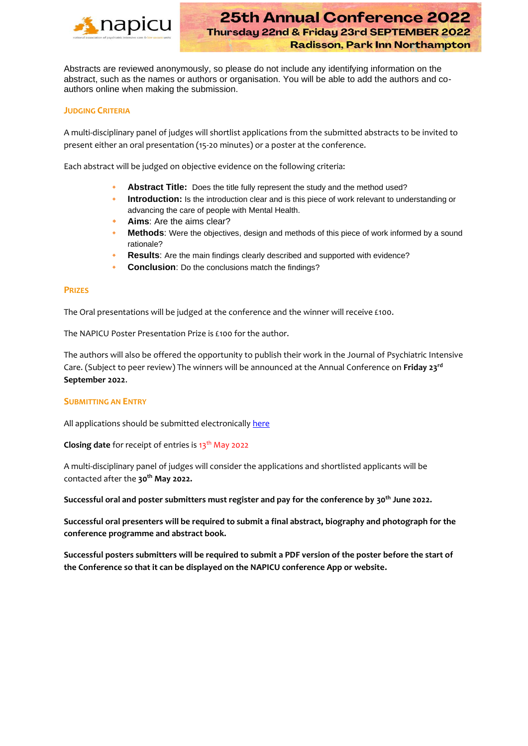Abstracts are reviewed anonymously, so please do not include any identifying information on the abstract, such as the names or authors or organisation. You will be able to add the authors and co-authors online when making the submission.

## Judging Criteria

A multi-disciplinary panel of judges will shortlist applications from the submitted abstracts to be invited to present either an oral presentation (15-20 minutes) or a poster at the conference.

Each abstract will be judged on objective evidence on the following criteria:

- **Abstract Title:** Does the title fully represent the study and the method used?
- **Introduction:** Is the introduction clear and is this piece of work relevant to understanding or advancing the care of people with Mental Health.
- **Aims**: Are the aims clear?
- **Methods**: Were the objectives, design and methods of this piece of work informed by a sound rationale?
- **Results**: Are the main findings clearly described and supported with evidence?
- **Conclusion**: Do the conclusions match the findings?

## Prizes

The Oral presentations will be judged at the conference and the winner will receive £100.

The NAPICU Poster Presentation Prize is £100 for the author.

The authors will also be offered the opportunity to publish their work in the Journal of Psychiatric Intensive Care. (Subject to peer review) The winners will be announced at the Annual Conference on **Friday 23rd September 2022**.

## Submitting an Entry

All applications should be submitted electronically here

**Closing date** for receipt of entries is 13th May 2022

A multi-disciplinary panel of judges will consider the applications and shortlisted applicants will be contacted after the **30th May 2022.**

**Successful oral and poster submitters must register and pay for the conference by 30th June 2022.**

**Successful oral presenters will be required to submit a final abstract, biography and photograph for the conference programme and abstract book.**

**Successful posters submitters will be required to submit a PDF version of the poster before the start of the Conference so that it can be displayed on the NAPICU conference App or website.**